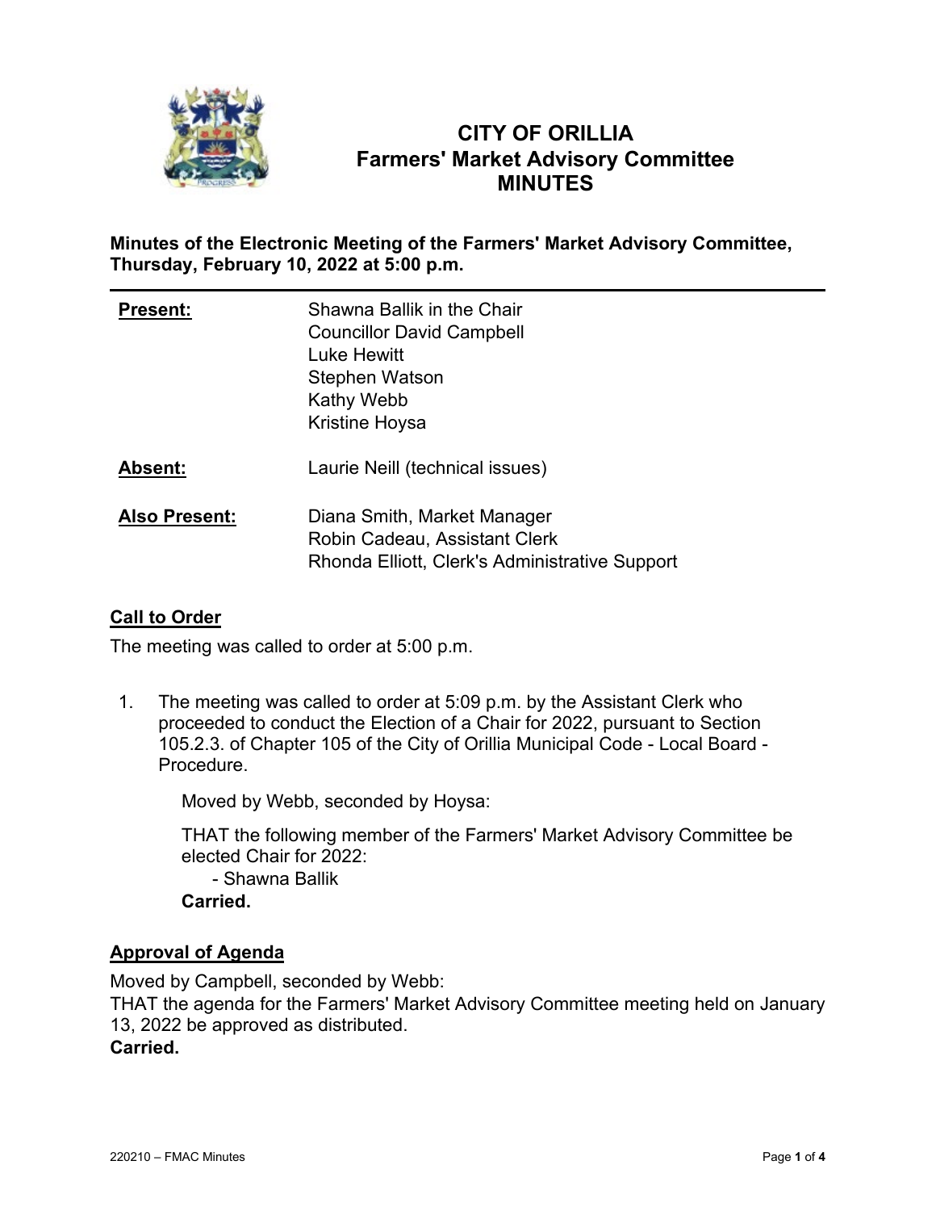# CITY OF ORILLIA
# Farmers' Market Advisory Committee
# MINUTES

**Minutes of the Electronic Meeting of the Farmers' Market Advisory Committee, Thursday, February 10, 2022 at 5:00 p.m.**

| | |
|---|---|
| **Present:** | Shawna Ballik in the Chair<br>Councillor David Campbell<br>Luke Hewitt<br>Stephen Watson<br>Kathy Webb<br>Kristine Hoysa |
| **Absent:** | Laurie Neill (technical issues) |
| **Also Present:** | Diana Smith, Market Manager<br>Robin Cadeau, Assistant Clerk<br>Rhonda Elliott, Clerk's Administrative Support |

## Call to Order

The meeting was called to order at 5:00 p.m.

1. The meeting was called to order at 5:09 p.m. by the Assistant Clerk who proceeded to conduct the Election of a Chair for 2022, pursuant to Section 105.2.3. of Chapter 105 of the City of Orillia Municipal Code - Local Board - Procedure.

   Moved by Webb, seconded by Hoysa:

   THAT the following member of the Farmers' Market Advisory Committee be elected Chair for 2022:
   - Shawna Ballik

   **Carried.**

## Approval of Agenda

Moved by Campbell, seconded by Webb:
THAT the agenda for the Farmers' Market Advisory Committee meeting held on January 13, 2022 be approved as distributed.
**Carried.**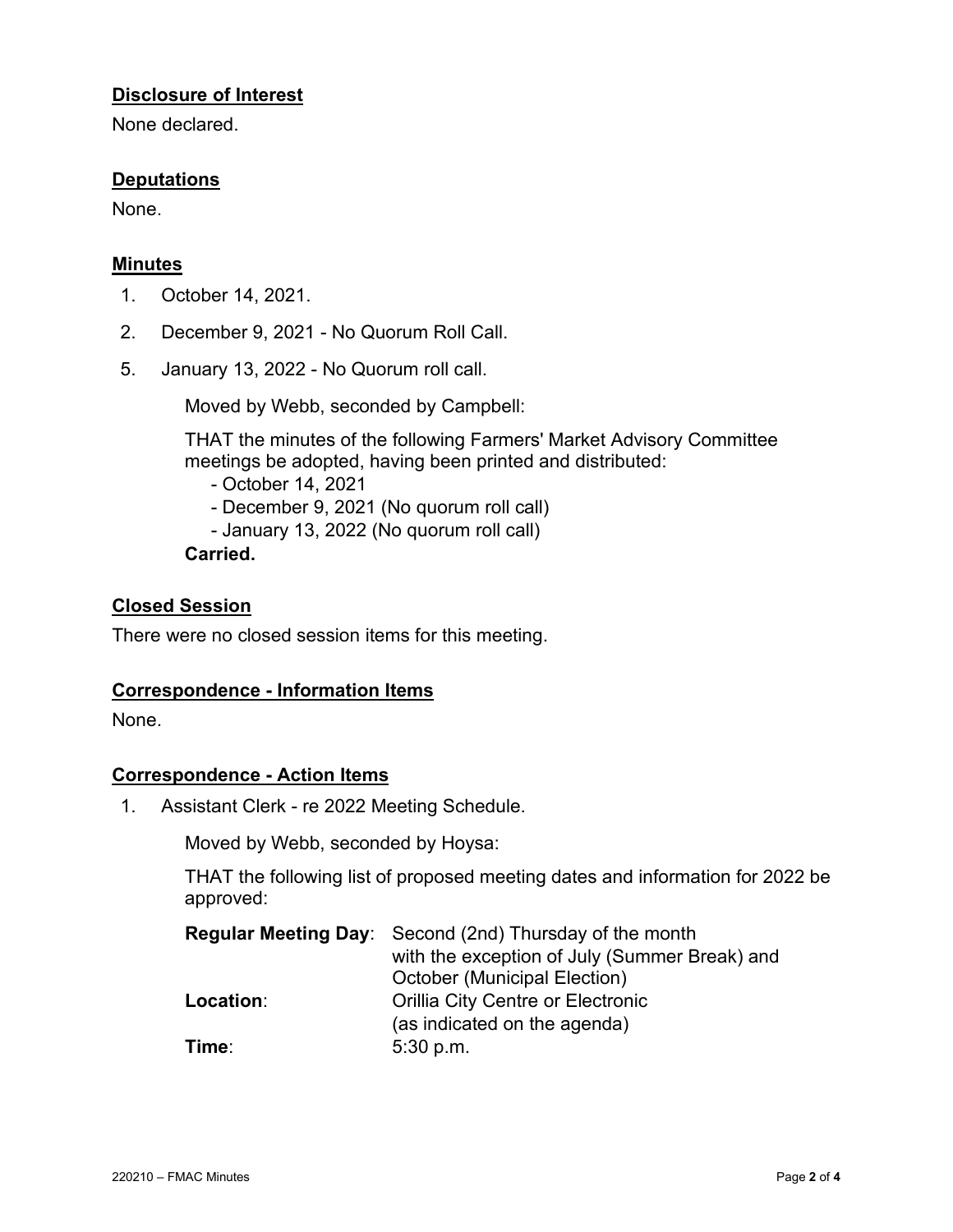**Disclosure of Interest**

None declared.

**Deputations**

None.

**Minutes**

1. October 14, 2021.
2. December 9, 2021 - No Quorum Roll Call.
5. January 13, 2022 - No Quorum roll call.

Moved by Webb, seconded by Campbell:

THAT the minutes of the following Farmers' Market Advisory Committee meetings be adopted, having been printed and distributed:
- October 14, 2021
- December 9, 2021 (No quorum roll call)
- January 13, 2022 (No quorum roll call)

**Carried.**

**Closed Session**

There were no closed session items for this meeting.

**Correspondence - Information Items**

None.

**Correspondence - Action Items**

1. Assistant Clerk - re 2022 Meeting Schedule.

Moved by Webb, seconded by Hoysa:

THAT the following list of proposed meeting dates and information for 2022 be approved:

| | |
|---|---|
| **Regular Meeting Day**: | Second (2nd) Thursday of the month with the exception of July (Summer Break) and October (Municipal Election) |
| **Location**: | Orillia City Centre or Electronic (as indicated on the agenda) |
| **Time**: | 5:30 p.m. |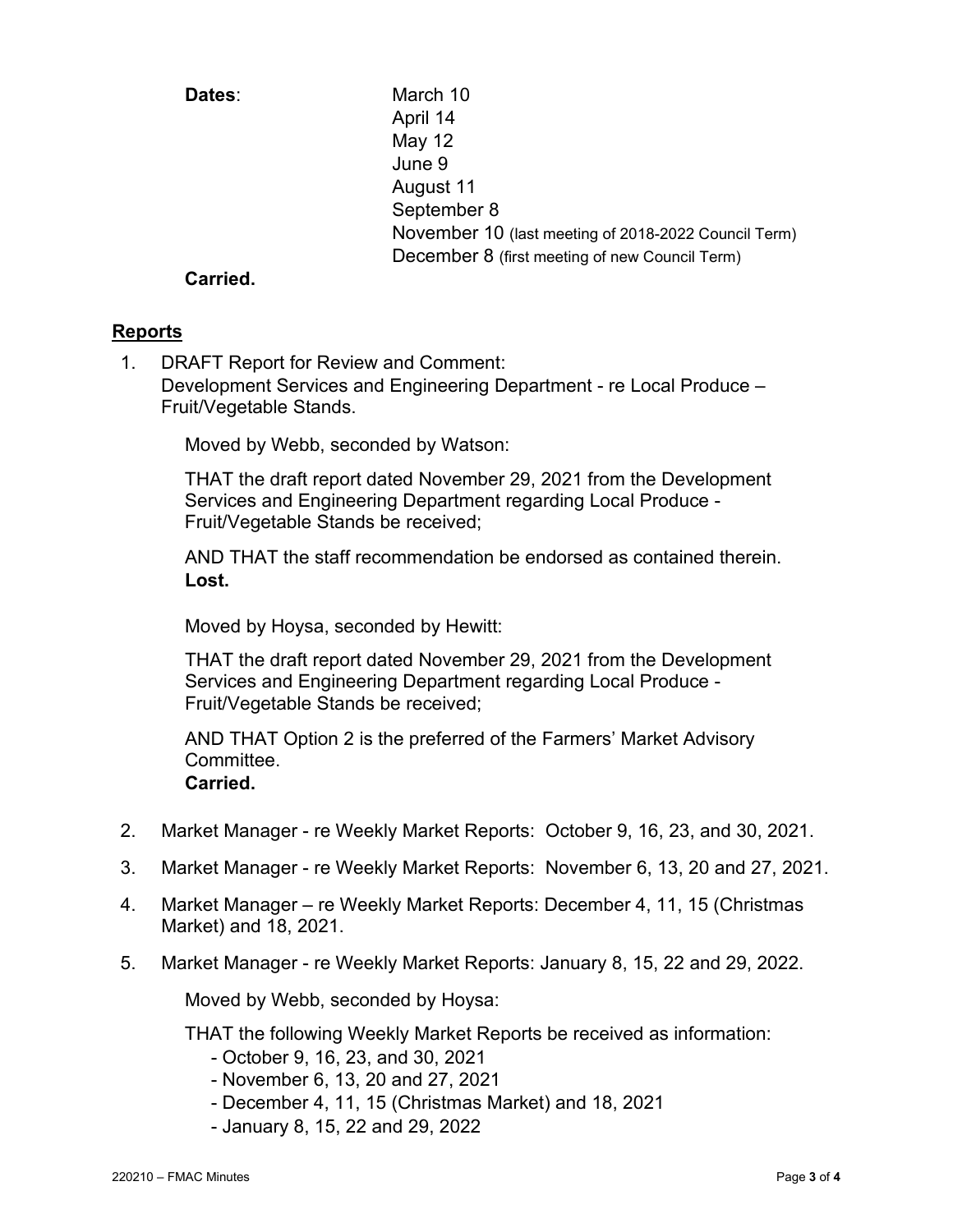**Dates**: March 10
April 14
May 12
June 9
August 11
September 8
November 10 (last meeting of 2018-2022 Council Term)
December 8 (first meeting of new Council Term)

**Carried.**

## Reports

1. DRAFT Report for Review and Comment:
   Development Services and Engineering Department - re Local Produce – Fruit/Vegetable Stands.

   Moved by Webb, seconded by Watson:

   THAT the draft report dated November 29, 2021 from the Development Services and Engineering Department regarding Local Produce - Fruit/Vegetable Stands be received;

   AND THAT the staff recommendation be endorsed as contained therein.
   **Lost.**

   Moved by Hoysa, seconded by Hewitt:

   THAT the draft report dated November 29, 2021 from the Development Services and Engineering Department regarding Local Produce - Fruit/Vegetable Stands be received;

   AND THAT Option 2 is the preferred of the Farmers' Market Advisory Committee.
   **Carried.**

2. Market Manager - re Weekly Market Reports: October 9, 16, 23, and 30, 2021.

3. Market Manager - re Weekly Market Reports: November 6, 13, 20 and 27, 2021.

4. Market Manager – re Weekly Market Reports: December 4, 11, 15 (Christmas Market) and 18, 2021.

5. Market Manager - re Weekly Market Reports: January 8, 15, 22 and 29, 2022.

   Moved by Webb, seconded by Hoysa:

   THAT the following Weekly Market Reports be received as information:
   - October 9, 16, 23, and 30, 2021
   - November 6, 13, 20 and 27, 2021
   - December 4, 11, 15 (Christmas Market) and 18, 2021
   - January 8, 15, 22 and 29, 2022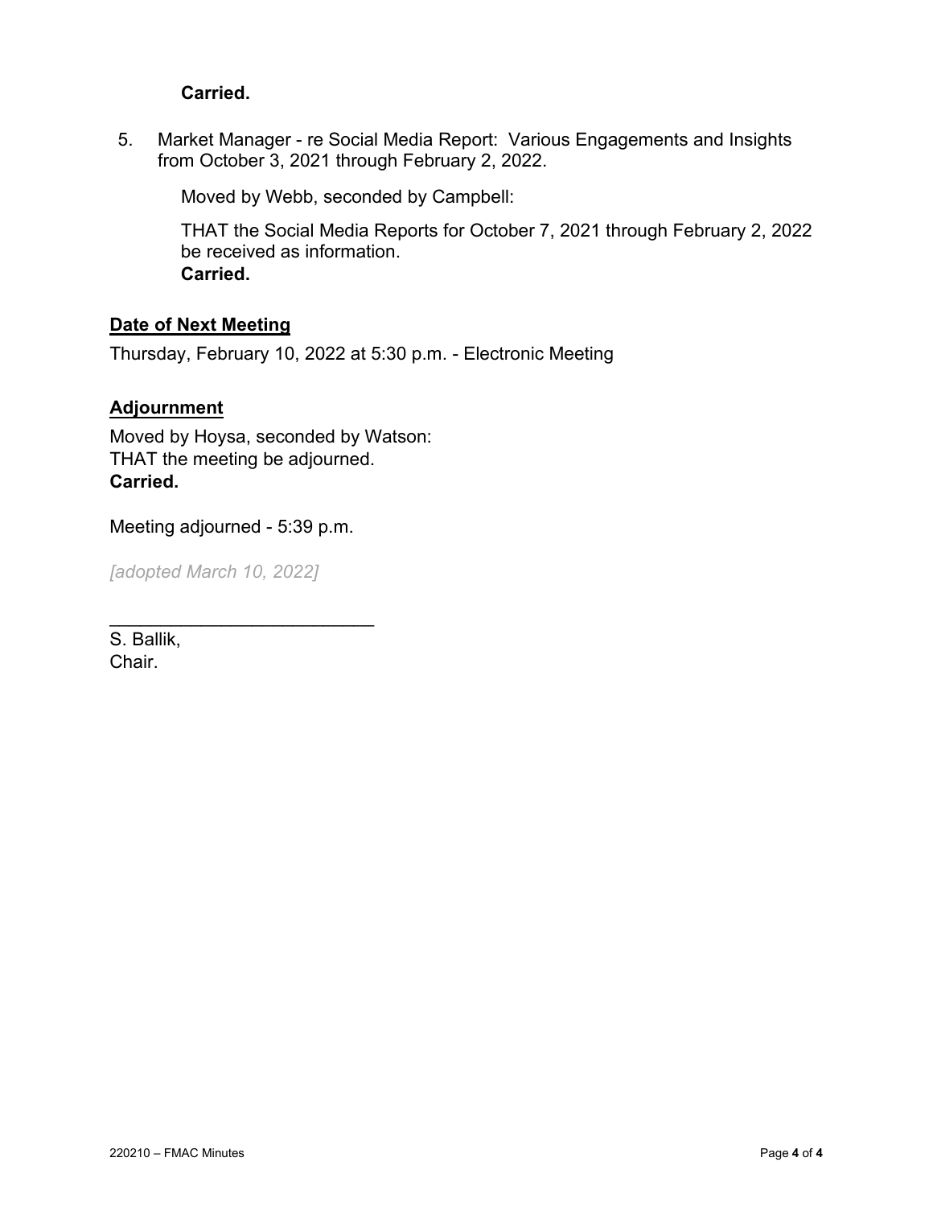**Carried.**

5. Market Manager - re Social Media Report: Various Engagements and Insights from October 3, 2021 through February 2, 2022.

   Moved by Webb, seconded by Campbell:

   THAT the Social Media Reports for October 7, 2021 through February 2, 2022 be received as information.
   **Carried.**

## Date of Next Meeting

Thursday, February 10, 2022 at 5:30 p.m. - Electronic Meeting

## Adjournment

Moved by Hoysa, seconded by Watson:
THAT the meeting be adjourned.
**Carried.**

Meeting adjourned - 5:39 p.m.

*[adopted March 10, 2022]*

___________________________

S. Ballik,
Chair.